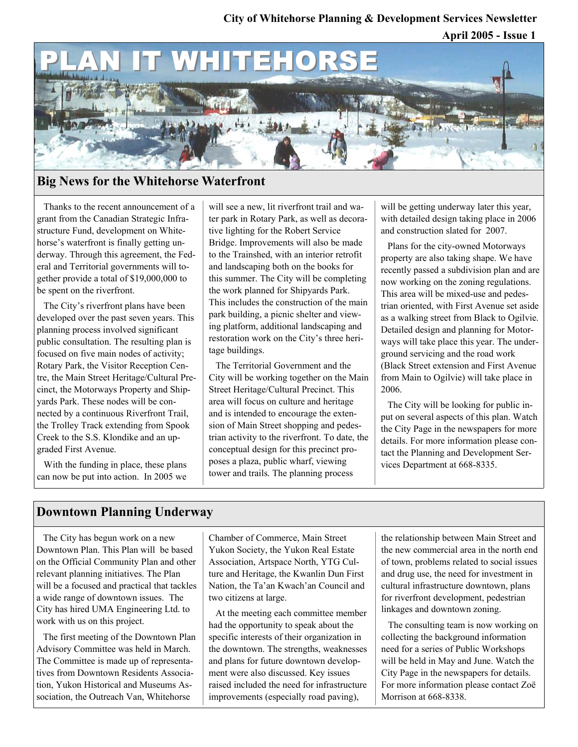City of Whitehorse Planning & Development Services Newsletter

April 2005 - Issue 1

# PLAN IT WHITEHORSE

## Big News for the Whitehorse Waterfront

Thanks to the recent announcement of a grant from the Canadian Strategic Infrastructure Fund, development on Whitehorse's waterfront is finally getting underway. Through this agreement, the Federal and Territorial governments will together provide a total of $19,000,000 to be spent on the riverfront.

The City's riverfront plans have been developed over the past seven years. This planning process involved significant public consultation. The resulting plan is focused on five main nodes of activity; Rotary Park, the Visitor Reception Centre, the Main Street Heritage/Cultural Precinct, the Motorways Property and Shipyards Park. These nodes will be connected by a continuous Riverfront Trail, the Trolley Track extending from Spook Creek to the S.S. Klondike and an upgraded First Avenue.

With the funding in place, these plans can now be put into action. In 2005 we will see a new, lit riverfront trail and water park in Rotary Park, as well as decorative lighting for the Robert Service Bridge. Improvements will also be made to the Trainshed, with an interior retrofit and landscaping both on the books for this summer. The City will be completing the work planned for Shipyards Park. This includes the construction of the main park building, a picnic shelter and viewing platform, additional landscaping and restoration work on the City's three heritage buildings.

The Territorial Government and the City will be working together on the Main Street Heritage/Cultural Precinct. This area will focus on culture and heritage and is intended to encourage the extension of Main Street shopping and pedestrian activity to the riverfront. To date, the conceptual design for this precinct proposes a plaza, public wharf, viewing tower and trails. The planning process will be getting underway later this year, with detailed design taking place in 2006 and construction slated for 2007.

Plans for the city-owned Motorways property are also taking shape. We have recently passed a subdivision plan and are now working on the zoning regulations. This area will be mixed-use and pedestrian oriented, with First Avenue set aside as a walking street from Black to Ogilvie. Detailed design and planning for Motorways will take place this year. The underground servicing and the road work (Black Street extension and First Avenue from Main to Ogilvie) will take place in 2006.

The City will be looking for public input on several aspects of this plan. Watch the City Page in the newspapers for more details. For more information please contact the Planning and Development Services Department at 668-8335.

## Downtown Planning Underway

The City has begun work on a new Downtown Plan. This Plan will be based on the Official Community Plan and other relevant planning initiatives. The Plan will be a focused and practical that tackles a wide range of downtown issues. The City has hired UMA Engineering Ltd. to work with us on this project.

The first meeting of the Downtown Plan Advisory Committee was held in March. The Committee is made up of representatives from Downtown Residents Association, Yukon Historical and Museums Association, the Outreach Van, Whitehorse Chamber of Commerce, Main Street Yukon Society, the Yukon Real Estate Association, Artspace North, YTG Culture and Heritage, the Kwanlin Dun First Nation, the Ta'an Kwach'an Council and two citizens at large.

At the meeting each committee member had the opportunity to speak about the specific interests of their organization in the downtown. The strengths, weaknesses and plans for future downtown development were also discussed. Key issues raised included the need for infrastructure improvements (especially road paving), the relationship between Main Street and the new commercial area in the north end of town, problems related to social issues and drug use, the need for investment in cultural infrastructure downtown, plans for riverfront development, pedestrian linkages and downtown zoning.

The consulting team is now working on collecting the background information need for a series of Public Workshops will be held in May and June. Watch the City Page in the newspapers for details. For more information please contact Zoë Morrison at 668-8338.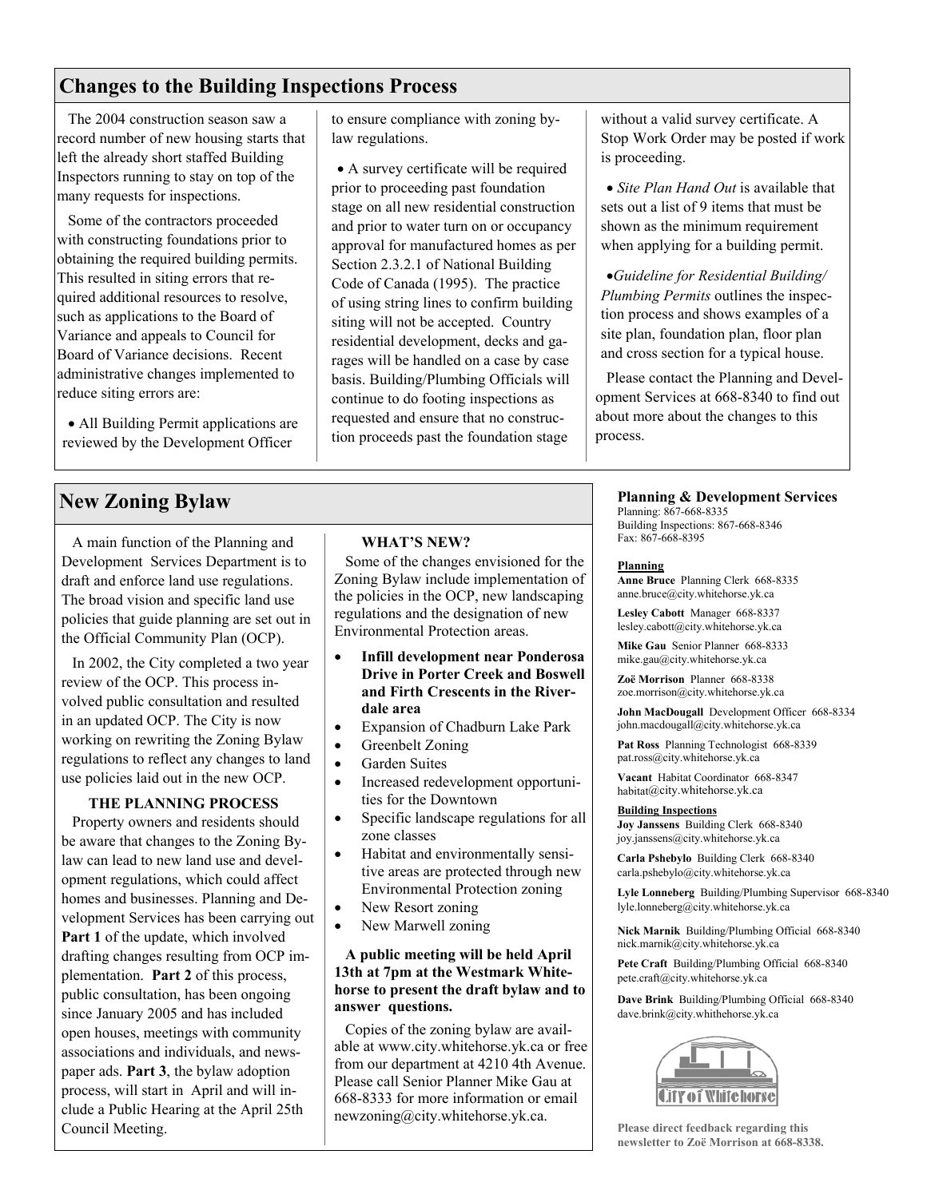## Changes to the Building Inspections Process

The 2004 construction season saw a record number of new housing starts that left the already short staffed Building Inspectors running to stay on top of the many requests for inspections.

Some of the contractors proceeded with constructing foundations prior to obtaining the required building permits. This resulted in siting errors that required additional resources to resolve, such as applications to the Board of Variance and appeals to Council for Board of Variance decisions. Recent administrative changes implemented to reduce siting errors are:

- All Building Permit applications are reviewed by the Development Officer to ensure compliance with zoning bylaw regulations.
- A survey certificate will be required prior to proceeding past foundation stage on all new residential construction and prior to water turn on or occupancy approval for manufactured homes as per Section 2.3.2.1 of National Building Code of Canada (1995). The practice of using string lines to confirm building siting will not be accepted. Country residential development, decks and garages will be handled on a case by case basis. Building/Plumbing Officials will continue to do footing inspections as requested and ensure that no construction proceeds past the foundation stage without a valid survey certificate. A Stop Work Order may be posted if work is proceeding.
- *Site Plan Hand Out* is available that sets out a list of 9 items that must be shown as the minimum requirement when applying for a building permit.
- *Guideline for Residential Building/ Plumbing Permits* outlines the inspection process and shows examples of a site plan, foundation plan, floor plan and cross section for a typical house.

Please contact the Planning and Development Services at 668-8340 to find out about more about the changes to this process.

## New Zoning Bylaw

A main function of the Planning and Development Services Department is to draft and enforce land use regulations. The broad vision and specific land use policies that guide planning are set out in the Official Community Plan (OCP).

In 2002, the City completed a two year review of the OCP. This process involved public consultation and resulted in an updated OCP. The City is now working on rewriting the Zoning Bylaw regulations to reflect any changes to land use policies laid out in the new OCP.

### THE PLANNING PROCESS

Property owners and residents should be aware that changes to the Zoning Bylaw can lead to new land use and development regulations, which could affect homes and businesses. Planning and Development Services has been carrying out **Part 1** of the update, which involved drafting changes resulting from OCP implementation. **Part 2** of this process, public consultation, has been ongoing since January 2005 and has included open houses, meetings with community associations and individuals, and newspaper ads. **Part 3**, the bylaw adoption process, will start in April and will include a Public Hearing at the April 25th Council Meeting.

### WHAT'S NEW?

Some of the changes envisioned for the Zoning Bylaw include implementation of the policies in the OCP, new landscaping regulations and the designation of new Environmental Protection areas.

- **Infill development near Ponderosa Drive in Porter Creek and Boswell and Firth Crescents in the Riverdale area**
- Expansion of Chadburn Lake Park
- Greenbelt Zoning
- Garden Suites
- Increased redevelopment opportunities for the Downtown
- Specific landscape regulations for all zone classes
- Habitat and environmentally sensitive areas are protected through new Environmental Protection zoning
- New Resort zoning
- New Marwell zoning

**A public meeting will be held April 13th at 7pm at the Westmark Whitehorse to present the draft bylaw and to answer questions.**

Copies of the zoning bylaw are available at www.city.whitehorse.yk.ca or free from our department at 4210 4th Avenue. Please call Senior Planner Mike Gau at 668-8333 for more information or email newzoning@city.whitehorse.yk.ca.

**Planning & Development Services**
Planning: 867-668-8335
Building Inspections: 867-668-8346
Fax: 867-668-8395

**Planning**

**Anne Bruce** Planning Clerk 668-8335
anne.bruce@city.whitehorse.yk.ca

**Lesley Cabott** Manager 668-8337
lesley.cabott@city.whitehorse.yk.ca

**Mike Gau** Senior Planner 668-8333
mike.gau@city.whitehorse.yk.ca

**Zoë Morrison** Planner 668-8338
zoe.morrison@city.whitehorse.yk.ca

**John MacDougall** Development Officer 668-8334
john.macdougall@city.whitehorse.yk.ca

**Pat Ross** Planning Technologist 668-8339
pat.ross@city.whitehorse.yk.ca

**Vacant** Habitat Coordinator 668-8347
habitat@city.whitehorse.yk.ca

**Building Inspections**

**Joy Janssens** Building Clerk 668-8340
joy.janssens@city.whitehorse.yk.ca

**Carla Pshebylo** Building Clerk 668-8340
carla.pshebylo@city.whitehorse.yk.ca

**Lyle Lonneberg** Building/Plumbing Supervisor 668-8340
lyle.lonneberg@city.whitehorse.yk.ca

**Nick Marnik** Building/Plumbing Official 668-8340
nick.marnik@city.whitehorse.yk.ca

**Pete Craft** Building/Plumbing Official 668-8340
pete.craft@city.whitehorse.yk.ca

**Dave Brink** Building/Plumbing Official 668-8340
dave.brink@city.whithehorse.yk.ca

City of Whitehorse

**Please direct feedback regarding this newsletter to Zoë Morrison at 668-8338.**